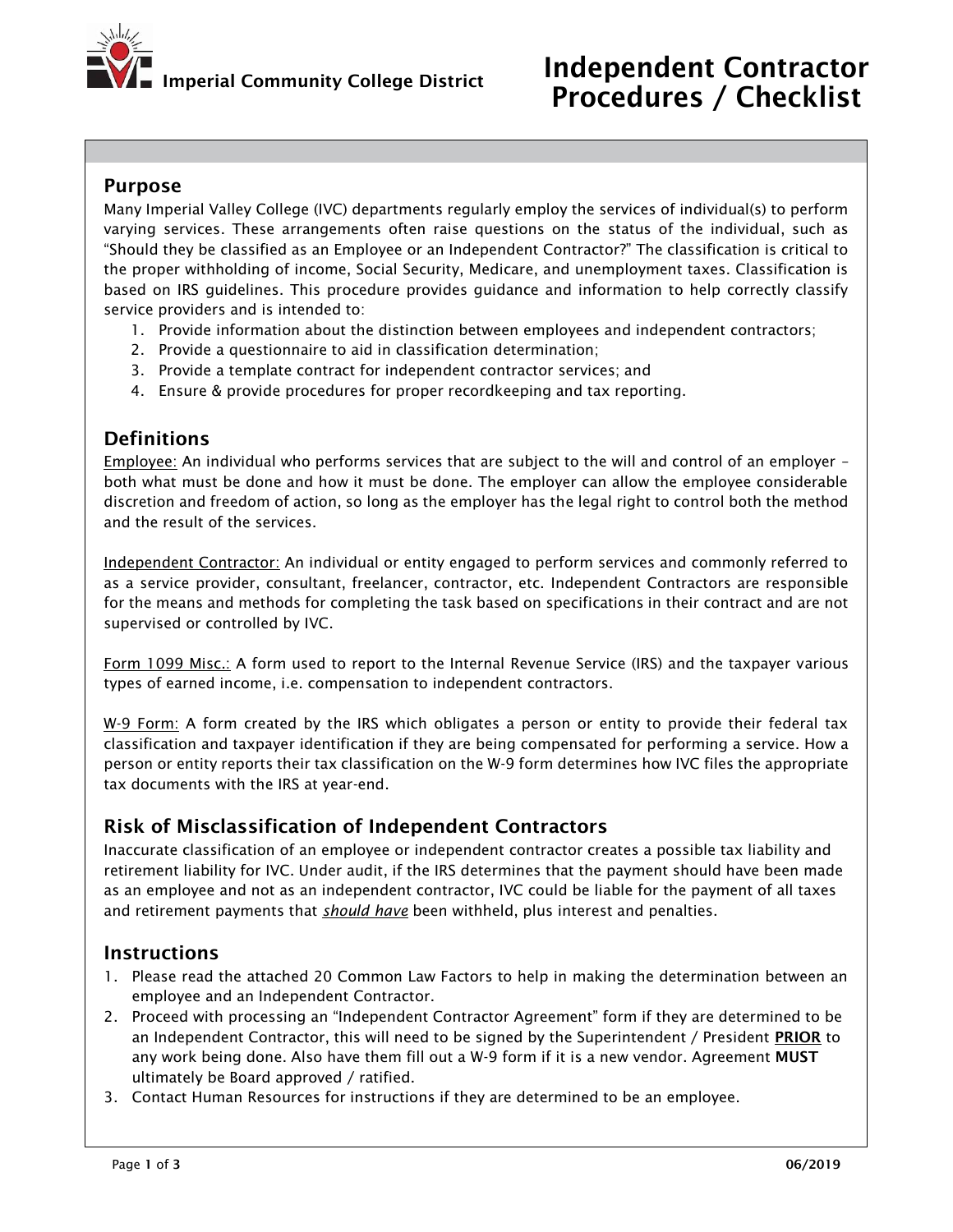Imperial Community College District

# Independent Contractor Procedures / Checklist

## Purpose

Many Imperial Valley College (IVC) departments regularly employ the services of individual(s) to perform varying services. These arrangements often raise questions on the status of the individual, such as "Should they be classified as an Employee or an Independent Contractor?" The classification is critical to the proper withholding of income, Social Security, Medicare, and unemployment taxes. Classification is based on IRS guidelines. This procedure provides guidance and information to help correctly classify service providers and is intended to:

1. Provide information about the distinction between employees and independent contractors;
2. Provide a questionnaire to aid in classification determination;
3. Provide a template contract for independent contractor services; and
4. Ensure & provide procedures for proper recordkeeping and tax reporting.

## Definitions

Employee: An individual who performs services that are subject to the will and control of an employer – both what must be done and how it must be done. The employer can allow the employee considerable discretion and freedom of action, so long as the employer has the legal right to control both the method and the result of the services.

Independent Contractor: An individual or entity engaged to perform services and commonly referred to as a service provider, consultant, freelancer, contractor, etc. Independent Contractors are responsible for the means and methods for completing the task based on specifications in their contract and are not supervised or controlled by IVC.

Form 1099 Misc.: A form used to report to the Internal Revenue Service (IRS) and the taxpayer various types of earned income, i.e. compensation to independent contractors.

W-9 Form: A form created by the IRS which obligates a person or entity to provide their federal tax classification and taxpayer identification if they are being compensated for performing a service. How a person or entity reports their tax classification on the W-9 form determines how IVC files the appropriate tax documents with the IRS at year-end.

## Risk of Misclassification of Independent Contractors

Inaccurate classification of an employee or independent contractor creates a possible tax liability and retirement liability for IVC. Under audit, if the IRS determines that the payment should have been made as an employee and not as an independent contractor, IVC could be liable for the payment of all taxes and retirement payments that ***should have*** been withheld, plus interest and penalties.

## Instructions

1. Please read the attached 20 Common Law Factors to help in making the determination between an employee and an Independent Contractor.
2. Proceed with processing an "Independent Contractor Agreement" form if they are determined to be an Independent Contractor, this will need to be signed by the Superintendent / President **PRIOR** to any work being done. Also have them fill out a W-9 form if it is a new vendor. Agreement **MUST** ultimately be Board approved / ratified.
3. Contact Human Resources for instructions if they are determined to be an employee.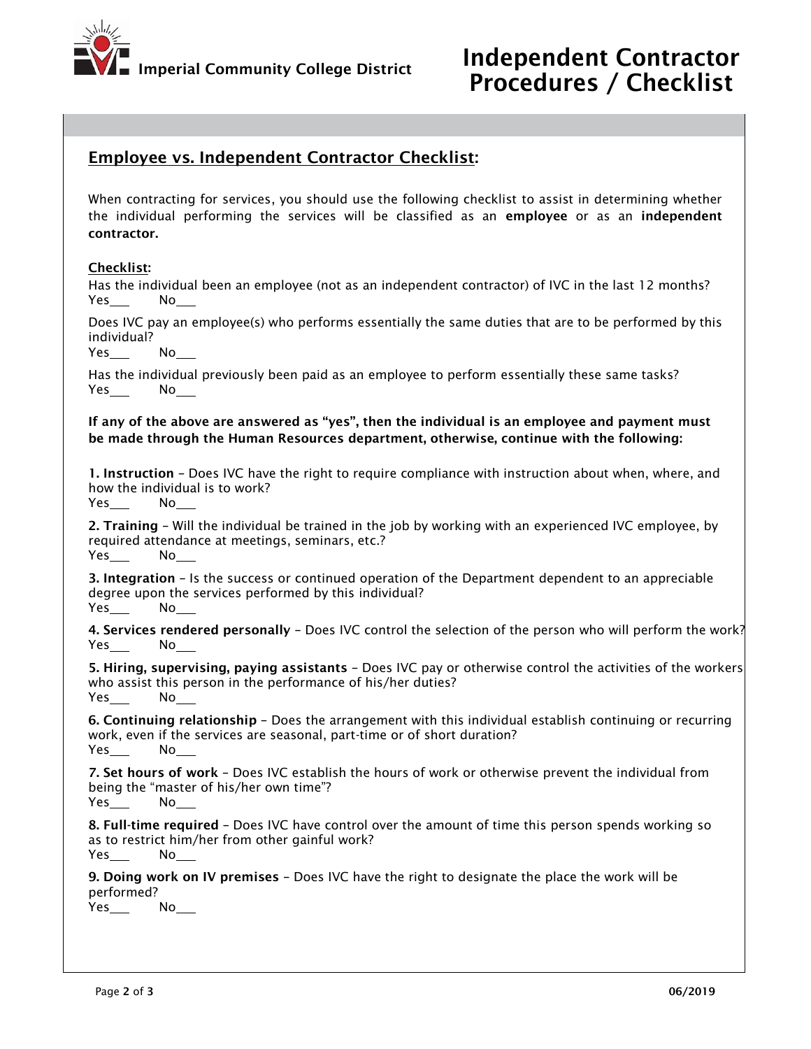# Independent Contractor Procedures / Checklist

Imperial Community College District

## Employee vs. Independent Contractor Checklist:

When contracting for services, you should use the following checklist to assist in determining whether the individual performing the services will be classified as an **employee** or as an **independent contractor.**

**Checklist:**

Has the individual been an employee (not as an independent contractor) of IVC in the last 12 months?
Yes___ No___

Does IVC pay an employee(s) who performs essentially the same duties that are to be performed by this individual?
Yes___ No___

Has the individual previously been paid as an employee to perform essentially these same tasks?
Yes___ No___

**If any of the above are answered as "yes", then the individual is an employee and payment must be made through the Human Resources department, otherwise, continue with the following:**

**1. Instruction** – Does IVC have the right to require compliance with instruction about when, where, and how the individual is to work?
Yes___ No___

**2. Training** – Will the individual be trained in the job by working with an experienced IVC employee, by required attendance at meetings, seminars, etc.?
Yes___ No___

**3. Integration** – Is the success or continued operation of the Department dependent to an appreciable degree upon the services performed by this individual?
Yes___ No___

**4. Services rendered personally** – Does IVC control the selection of the person who will perform the work?
Yes___ No___

**5. Hiring, supervising, paying assistants** – Does IVC pay or otherwise control the activities of the workers who assist this person in the performance of his/her duties?
Yes___ No___

**6. Continuing relationship** – Does the arrangement with this individual establish continuing or recurring work, even if the services are seasonal, part-time or of short duration?
Yes___ No___

**7. Set hours of work** – Does IVC establish the hours of work or otherwise prevent the individual from being the "master of his/her own time"?
Yes___ No___

**8. Full-time required** – Does IVC have control over the amount of time this person spends working so as to restrict him/her from other gainful work?
Yes___ No___

**9. Doing work on IV premises** – Does IVC have the right to designate the place the work will be performed?
Yes___ No___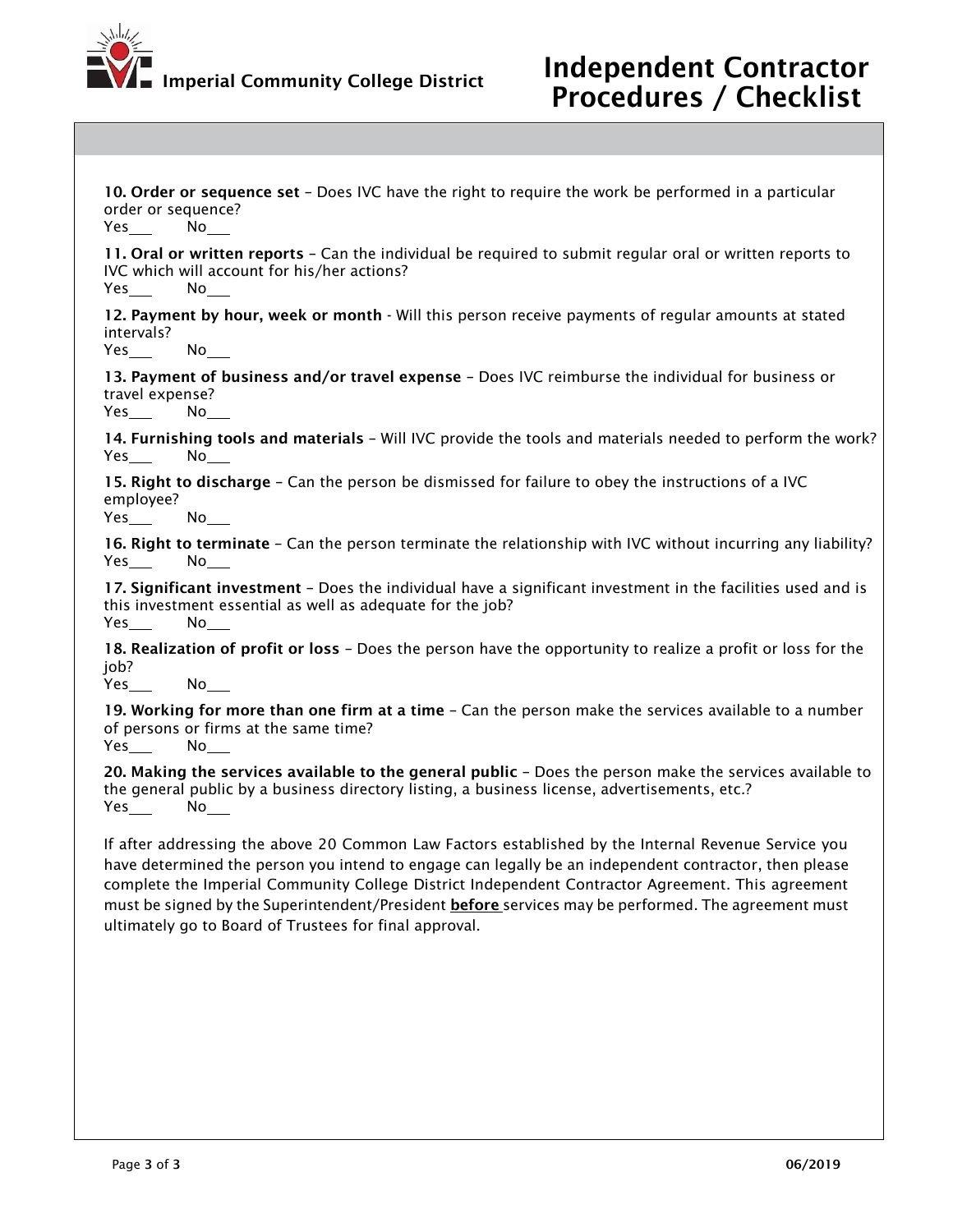**10. Order or sequence set** – Does IVC have the right to require the work be performed in a particular order or sequence?
Yes___ No___

**11. Oral or written reports** – Can the individual be required to submit regular oral or written reports to IVC which will account for his/her actions?
Yes___ No___

**12. Payment by hour, week or month** - Will this person receive payments of regular amounts at stated intervals?
Yes___ No___

**13. Payment of business and/or travel expense** – Does IVC reimburse the individual for business or travel expense?
Yes___ No___

**14. Furnishing tools and materials** – Will IVC provide the tools and materials needed to perform the work?
Yes___ No___

**15. Right to discharge** – Can the person be dismissed for failure to obey the instructions of a IVC employee?
Yes___ No___

**16. Right to terminate** – Can the person terminate the relationship with IVC without incurring any liability?
Yes___ No___

**17. Significant investment** – Does the individual have a significant investment in the facilities used and is this investment essential as well as adequate for the job?
Yes___ No___

**18. Realization of profit or loss** – Does the person have the opportunity to realize a profit or loss for the job?
Yes___ No___

**19. Working for more than one firm at a time** – Can the person make the services available to a number of persons or firms at the same time?
Yes___ No___

**20. Making the services available to the general public** – Does the person make the services available to the general public by a business directory listing, a business license, advertisements, etc.?
Yes___ No___

If after addressing the above 20 Common Law Factors established by the Internal Revenue Service you have determined the person you intend to engage can legally be an independent contractor, then please complete the Imperial Community College District Independent Contractor Agreement. This agreement must be signed by the Superintendent/President **before** services may be performed. The agreement must ultimately go to Board of Trustees for final approval.